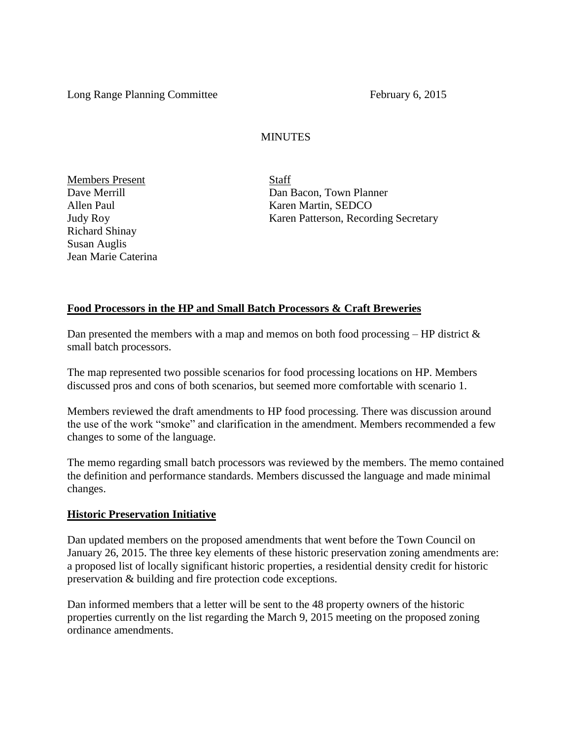Long Range Planning Committee February 6, 2015

MINUTES

| Members Present | Staff |
|---|---|
| Dave Merrill | Dan Bacon, Town Planner |
| Allen Paul | Karen Martin, SEDCO |
| Judy Roy | Karen Patterson, Recording Secretary |
| Richard Shinay | |
| Susan Auglis | |
| Jean Marie Caterina | |

## Food Processors in the HP and Small Batch Processors & Craft Breweries

Dan presented the members with a map and memos on both food processing – HP district & small batch processors.

The map represented two possible scenarios for food processing locations on HP. Members discussed pros and cons of both scenarios, but seemed more comfortable with scenario 1.

Members reviewed the draft amendments to HP food processing. There was discussion around the use of the work "smoke" and clarification in the amendment. Members recommended a few changes to some of the language.

The memo regarding small batch processors was reviewed by the members. The memo contained the definition and performance standards. Members discussed the language and made minimal changes.

## Historic Preservation Initiative

Dan updated members on the proposed amendments that went before the Town Council on January 26, 2015. The three key elements of these historic preservation zoning amendments are: a proposed list of locally significant historic properties, a residential density credit for historic preservation & building and fire protection code exceptions.

Dan informed members that a letter will be sent to the 48 property owners of the historic properties currently on the list regarding the March 9, 2015 meeting on the proposed zoning ordinance amendments.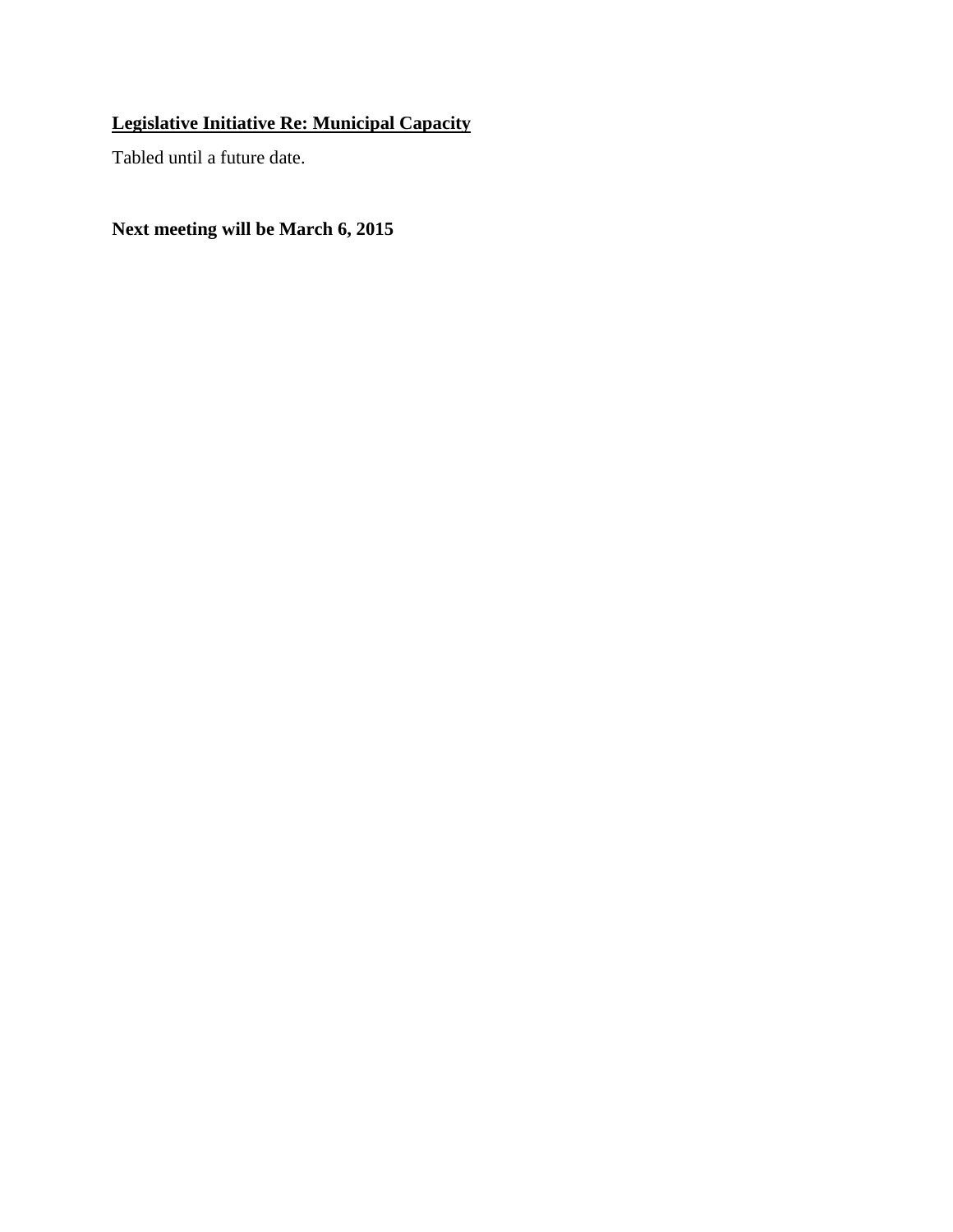**<u>Legislative Initiative Re: Municipal Capacity</u>**

Tabled until a future date.

**Next meeting will be March 6, 2015**